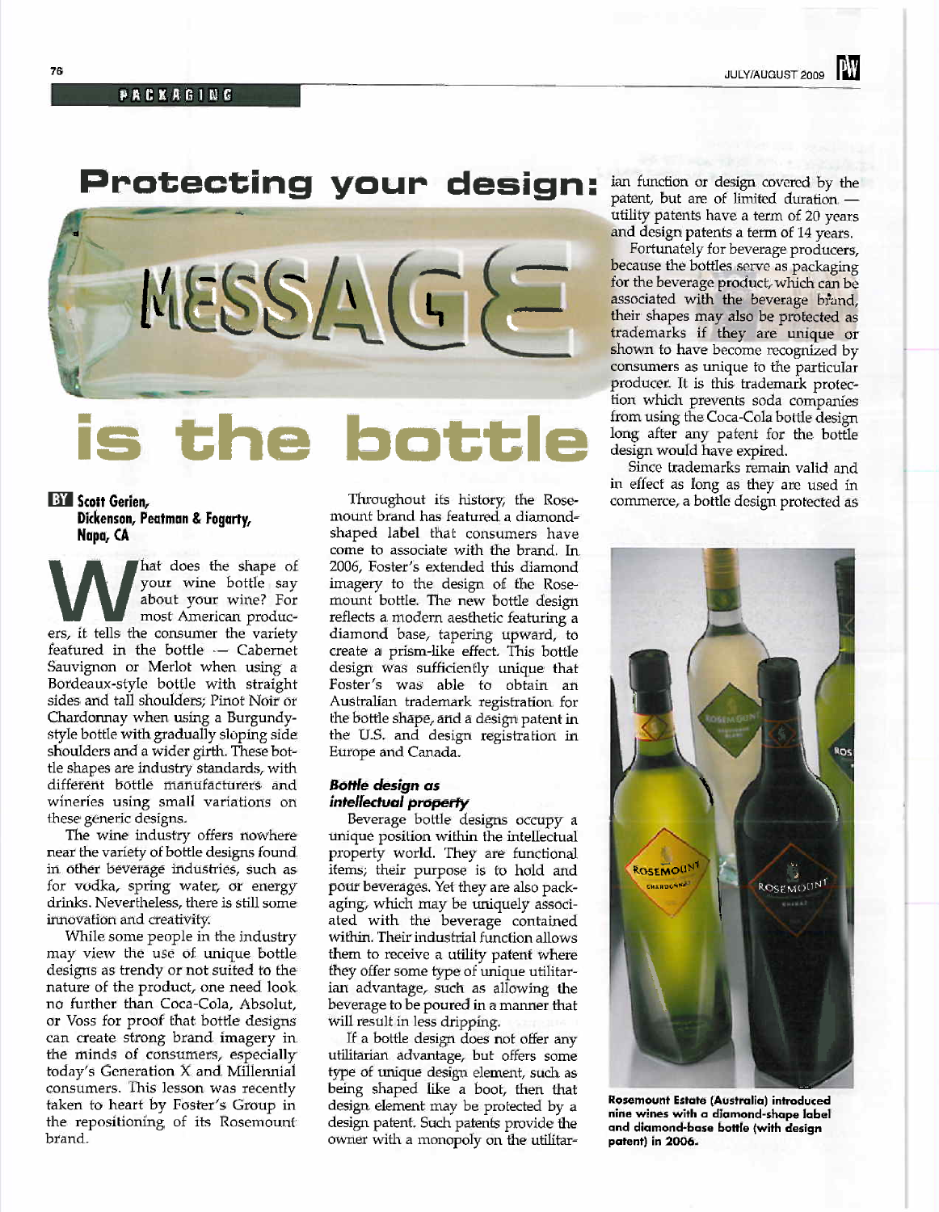PACKAGING

# Protecting your design: MESSAGE is the bottle

**BY Scott Gerien, Dickenson, Peatman & Fogarty, Napa, CA**

What does the shape of your wine bottle say about your wine? For most American producers, it tells the consumer the variety featured in the bottle — Cabernet Sauvignon or Merlot when using a Bordeaux-style bottle with straight sides and tall shoulders; Pinot Noir or Chardonnay when using a Burgundy-style bottle with gradually sloping side shoulders and a wider girth. These bottle shapes are industry standards, with different bottle manufacturers and wineries using small variations on these generic designs.

The wine industry offers nowhere near the variety of bottle designs found in other beverage industries, such as for vodka, spring water, or energy drinks. Nevertheless, there is still some innovation and creativity.

While some people in the industry may view the use of unique bottle designs as trendy or not suited to the nature of the product, one need look no further than Coca-Cola, Absolut, or Voss for proof that bottle designs can create strong brand imagery in the minds of consumers, especially today's Generation X and Millennial consumers. This lesson was recently taken to heart by Foster's Group in the repositioning of its Rosemount brand.

Throughout its history, the Rosemount brand has featured a diamond-shaped label that consumers have come to associate with the brand. In 2006, Foster's extended this diamond imagery to the design of the Rosemount bottle. The new bottle design reflects a modern aesthetic featuring a diamond base, tapering upward, to create a prism-like effect. This bottle design was sufficiently unique that Foster's was able to obtain an Australian trademark registration for the bottle shape, and a design patent in the U.S. and design registration in Europe and Canada.

### *Bottle design as intellectual property*

Beverage bottle designs occupy a unique position within the intellectual property world. They are functional items; their purpose is to hold and pour beverages. Yet they are also packaging, which may be uniquely associated with the beverage contained within. Their industrial function allows them to receive a utility patent where they offer some type of unique utilitarian advantage, such as allowing the beverage to be poured in a manner that will result in less dripping.

If a bottle design does not offer any utilitarian advantage, but offers some type of unique design element, such as being shaped like a boot, then that design element may be protected by a design patent. Such patents provide the owner with a monopoly on the utilitarian function or design covered by the patent, but are of limited duration — utility patents have a term of 20 years and design patents a term of 14 years.

Fortunately for beverage producers, because the bottles serve as packaging for the beverage product, which can be associated with the beverage brand, their shapes may also be protected as trademarks if they are unique or shown to have become recognized by consumers as unique to the particular producer. It is this trademark protection which prevents soda companies from using the Coca-Cola bottle design long after any patent for the bottle design would have expired.

Since trademarks remain valid and in effect as long as they are used in commerce, a bottle design protected as

**Rosemount Estate (Australia) introduced nine wines with a diamond-shape label and diamond-base bottle (with design patent) in 2006.**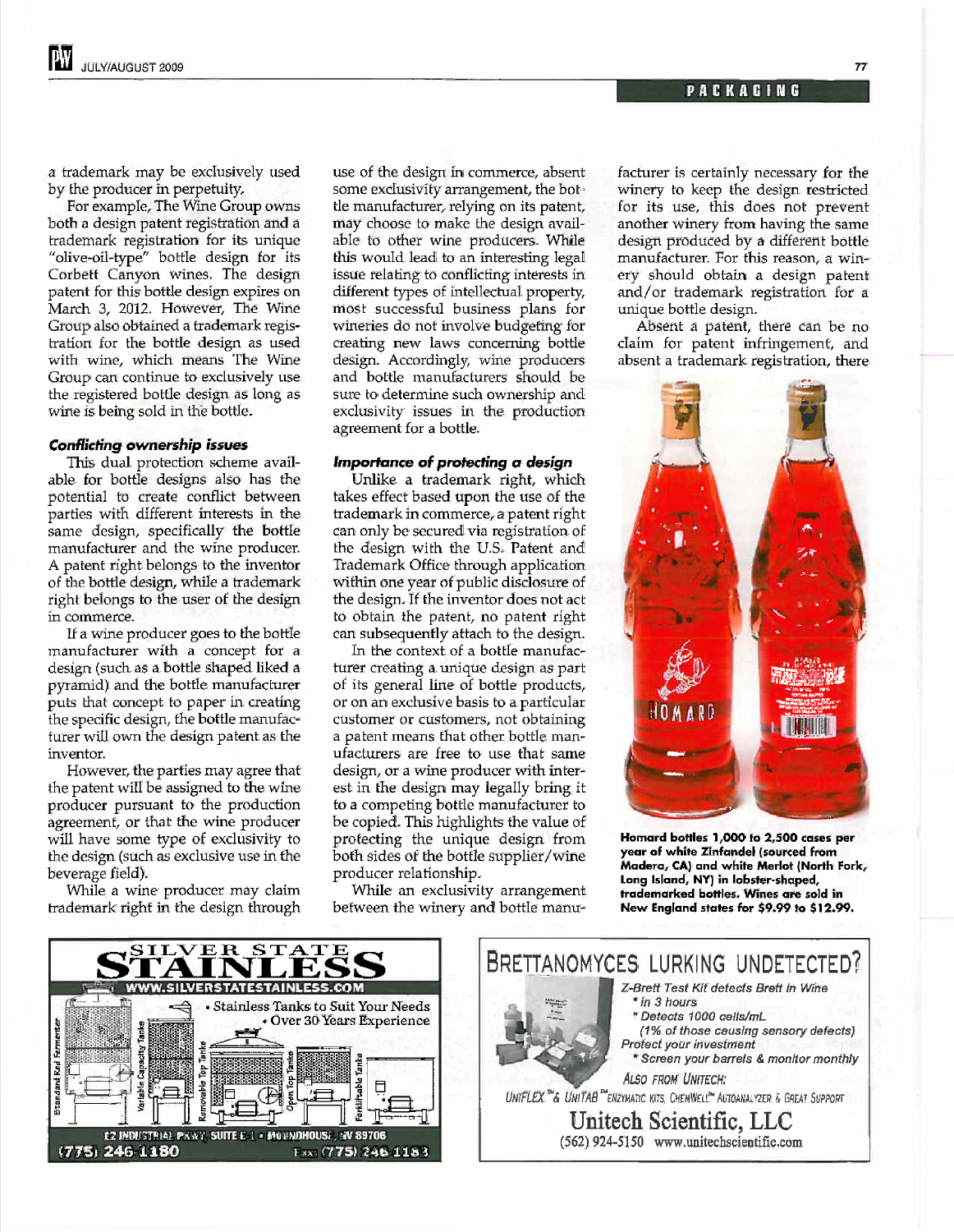a trademark may be exclusively used by the producer in perpetuity.

For example, The Wine Group owns both a design patent registration and a trademark registration for its unique "olive-oil-type" bottle design for its Corbett Canyon wines. The design patent for this bottle design expires on March 3, 2012. However, The Wine Group also obtained a trademark registration for the bottle design as used with wine, which means The Wine Group can continue to exclusively use the registered bottle design as long as wine is being sold in the bottle.

### *Conflicting ownership issues*

This dual protection scheme available for bottle designs also has the potential to create conflict between parties with different interests in the same design, specifically the bottle manufacturer and the wine producer. A patent right belongs to the inventor of the bottle design, while a trademark right belongs to the user of the design in commerce.

If a wine producer goes to the bottle manufacturer with a concept for a design (such as a bottle shaped liked a pyramid) and the bottle manufacturer puts that concept to paper in creating the specific design, the bottle manufacturer will own the design patent as the inventor.

However, the parties may agree that the patent will be assigned to the wine producer pursuant to the production agreement, or that the wine producer will have some type of exclusivity to the design (such as exclusive use in the beverage field).

While a wine producer may claim trademark right in the design through use of the design in commerce, absent some exclusivity arrangement, the bottle manufacturer, relying on its patent, may choose to make the design available to other wine producers. While this would lead to an interesting legal issue relating to conflicting interests in different types of intellectual property, most successful business plans for wineries do not involve budgeting for creating new laws concerning bottle design. Accordingly, wine producers and bottle manufacturers should be sure to determine such ownership and exclusivity issues in the production agreement for a bottle.

### *Importance of protecting a design*

Unlike a trademark right, which takes effect based upon the use of the trademark in commerce, a patent right can only be secured via registration of the design with the U.S. Patent and Trademark Office through application within one year of public disclosure of the design. If the inventor does not act to obtain the patent, no patent right can subsequently attach to the design.

In the context of a bottle manufacturer creating a unique design as part of its general line of bottle products, or on an exclusive basis to a particular customer or customers, not obtaining a patent means that other bottle manufacturers are free to use that same design, or a wine producer with interest in the design may legally bring it to a competing bottle manufacturer to be copied. This highlights the value of protecting the unique design from both sides of the bottle supplier/wine producer relationship.

While an exclusivity arrangement between the winery and bottle manufacturer is certainly necessary for the winery to keep the design restricted for its use, this does not prevent another winery from having the same design produced by a different bottle manufacturer. For this reason, a winery should obtain a design patent and/or trademark registration for a unique bottle design.

Absent a patent, there can be no claim for patent infringement, and absent a trademark registration, there

**Homard bottles 1,000 to 2,500 cases per year of white Zinfandel (sourced from Madera, CA) and white Merlot (North Fork, Long Island, NY) in lobster-shaped, trademarked bottles. Wines are sold in New England states for $9.99 to $12.99.**

---

**SILVER STATE STAINLESS**
WWW.SILVERSTATESTAINLESS.COM
- Stainless Tanks to Suit Your Needs
- Over 30 Years Experience

Standard Red Fermenter · Variable Capacity Tanks · Removable Top Tanks · Open Top Tanks · Forkliftable Tanks

12 INDUSTRIAL PKWY, SUITE E-1 • MOUNDHOUSE, NV 89706
(775) 246-1180 Fax (775) 246-1183

---

**BRETTANOMYCES LURKING UNDETECTED?**

*Z-Brett Test Kit detects Brett in Wine*
- *in 3 hours*
- *Detects 1000 cells/mL (1% of those causing sensory defects)*

*Protect your investment*
- *Screen your barrels & monitor monthly*

ALSO FROM UNITECH:
UNIFLEX™ & UNITAB™ ENZYMATIC KITS, CHEMWELL™ AUTOANALYZER & GREAT SUPPORT

**Unitech Scientific, LLC**
(562) 924-5150 www.unitechscientific.com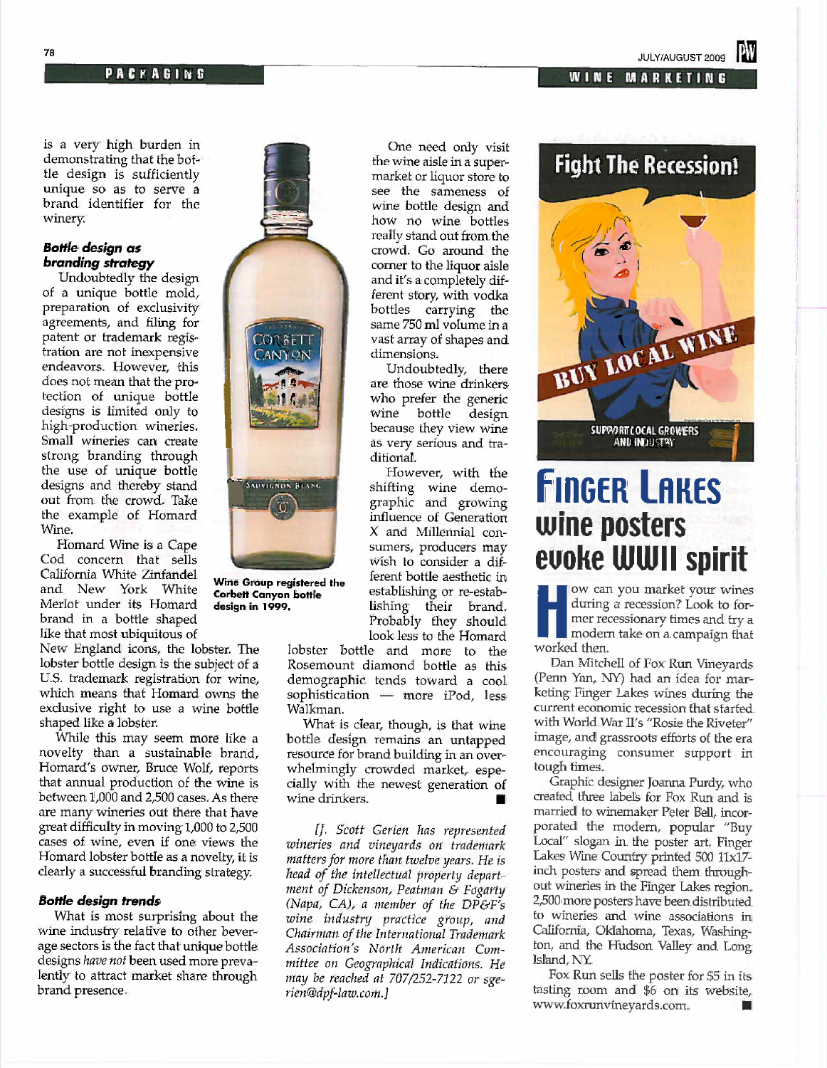is a very high burden in demonstrating that the bottle design is sufficiently unique so as to serve a brand identifier for the winery.

### *Bottle design as branding strategy*

Undoubtedly the design of a unique bottle mold, preparation of exclusivity agreements, and filing for patent or trademark registration are not inexpensive endeavors. However, this does not mean that the protection of unique bottle designs is limited only to high-production wineries. Small wineries can create strong branding through the use of unique bottle designs and thereby stand out from the crowd. Take the example of Homard Wine.

Homard Wine is a Cape Cod concern that sells California White Zinfandel and New York White Merlot under its Homard brand in a bottle shaped like that most ubiquitous of New England icons, the lobster. The lobster bottle design is the subject of a U.S. trademark registration for wine, which means that Homard owns the exclusive right to use a wine bottle shaped like a lobster.

While this may seem more like a novelty than a sustainable brand, Homard's owner, Bruce Wolf, reports that annual production of the wine is between 1,000 and 2,500 cases. As there are many wineries out there that have great difficulty in moving 1,000 to 2,500 cases of wine, even if one views the Homard lobster bottle as a novelty, it is clearly a successful branding strategy.

**Wine Group registered the Corbett Canyon bottle design in 1999.**

### *Bottle design trends*

What is most surprising about the wine industry relative to other beverage sectors is the fact that unique bottle designs *have not* been used more prevalently to attract market share through brand presence.

One need only visit the wine aisle in a supermarket or liquor store to see the sameness of wine bottle design and how no wine bottles really stand out from the crowd. Go around the corner to the liquor aisle and it's a completely different story, with vodka bottles carrying the same 750 ml volume in a vast array of shapes and dimensions.

Undoubtedly, there are those wine drinkers who prefer the generic wine bottle design because they view wine as very serious and traditional.

However, with the shifting wine demographic and growing influence of Generation X and Millennial consumers, producers may wish to consider a different bottle aesthetic in establishing or re-establishing their brand. Probably they should look less to the Homard lobster bottle and more to the Rosemount diamond bottle as this demographic tends toward a cool sophistication — more iPod, less Walkman.

What is clear, though, is that wine bottle design remains an untapped resource for brand building in an overwhelmingly crowded market, especially with the newest generation of wine drinkers. ■

*[J. Scott Gerien has represented wineries and vineyards on trademark matters for more than twelve years. He is head of the intellectual property department of Dickenson, Peatman & Fogarty (Napa, CA), a member of the DP&F's wine industry practice group, and Chairman of the International Trademark Association's North American Committee on Geographical Indications. He may be reached at 707/252-7122 or sgerien@dpf-law.com.]*

# Finger Lakes wine posters evoke WWII spirit

How can you market your wines during a recession? Look to former recessionary times and try a modern take on a campaign that worked then.

Dan Mitchell of Fox Run Vineyards (Penn Yan, NY) had an idea for marketing Finger Lakes wines during the current economic recession that started with World War II's "Rosie the Riveter" image, and grassroots efforts of the era encouraging consumer support in tough times.

Graphic designer Joanna Purdy, who created three labels for Fox Run and is married to winemaker Peter Bell, incorporated the modern, popular "Buy Local" slogan in the poster art. Finger Lakes Wine Country printed 500 11x17-inch posters and spread them throughout wineries in the Finger Lakes region. 2,500 more posters have been distributed to wineries and wine associations in California, Oklahoma, Texas, Washington, and the Hudson Valley and Long Island, NY.

Fox Run sells the poster for $5 in its tasting room and $6 on its website, www.foxrunvineyards.com. ■